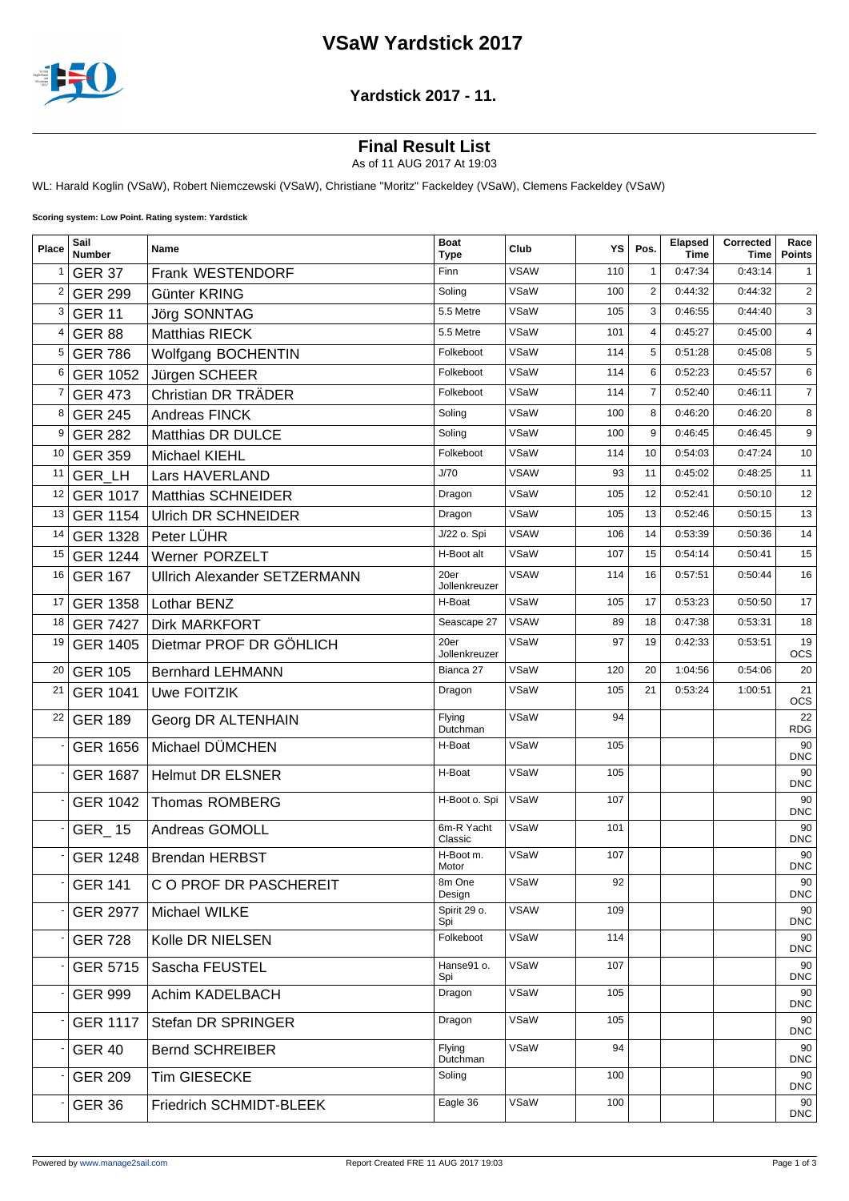# VSaW Yardstick 2017

## Yardstick 2017 - 11.

### Final Result List

As of 11 AUG 2017 At 19:03

WL: Harald Koglin (VSaW), Robert Niemczewski (VSaW), Christiane "Moritz" Fackeldey (VSaW), Clemens Fackeldey (VSaW)

**Scoring system: Low Point. Rating system: Yardstick**

| Place | Sail Number | Name | Boat Type | Club | YS | Pos. | Elapsed Time | Corrected Time | Race Points |
|---|---|---|---|---|---|---|---|---|---|
| 1 | GER 37 | Frank WESTENDORF | Finn | VSAW | 110 | 1 | 0:47:34 | 0:43:14 | 1 |
| 2 | GER 299 | Günter KRING | Soling | VSaW | 100 | 2 | 0:44:32 | 0:44:32 | 2 |
| 3 | GER 11 | Jörg SONNTAG | 5.5 Metre | VSaW | 105 | 3 | 0:46:55 | 0:44:40 | 3 |
| 4 | GER 88 | Matthias RIECK | 5.5 Metre | VSaW | 101 | 4 | 0:45:27 | 0:45:00 | 4 |
| 5 | GER 786 | Wolfgang BOCHENTIN | Folkeboot | VSaW | 114 | 5 | 0:51:28 | 0:45:08 | 5 |
| 6 | GER 1052 | Jürgen SCHEER | Folkeboot | VSaW | 114 | 6 | 0:52:23 | 0:45:57 | 6 |
| 7 | GER 473 | Christian DR TRÄDER | Folkeboot | VSaW | 114 | 7 | 0:52:40 | 0:46:11 | 7 |
| 8 | GER 245 | Andreas FINCK | Soling | VSaW | 100 | 8 | 0:46:20 | 0:46:20 | 8 |
| 9 | GER 282 | Matthias DR DULCE | Soling | VSaW | 100 | 9 | 0:46:45 | 0:46:45 | 9 |
| 10 | GER 359 | Michael KIEHL | Folkeboot | VSaW | 114 | 10 | 0:54:03 | 0:47:24 | 10 |
| 11 | GER_LH | Lars HAVERLAND | J/70 | VSAW | 93 | 11 | 0:45:02 | 0:48:25 | 11 |
| 12 | GER 1017 | Matthias SCHNEIDER | Dragon | VSaW | 105 | 12 | 0:52:41 | 0:50:10 | 12 |
| 13 | GER 1154 | Ulrich DR SCHNEIDER | Dragon | VSaW | 105 | 13 | 0:52:46 | 0:50:15 | 13 |
| 14 | GER 1328 | Peter LÜHR | J/22 o. Spi | VSAW | 106 | 14 | 0:53:39 | 0:50:36 | 14 |
| 15 | GER 1244 | Werner PORZELT | H-Boot alt | VSaW | 107 | 15 | 0:54:14 | 0:50:41 | 15 |
| 16 | GER 167 | Ullrich Alexander SETZERMANN | 20er Jollenkreuzer | VSAW | 114 | 16 | 0:57:51 | 0:50:44 | 16 |
| 17 | GER 1358 | Lothar BENZ | H-Boat | VSaW | 105 | 17 | 0:53:23 | 0:50:50 | 17 |
| 18 | GER 7427 | Dirk MARKFORT | Seascape 27 | VSAW | 89 | 18 | 0:47:38 | 0:53:31 | 18 |
| 19 | GER 1405 | Dietmar PROF DR GÖHLICH | 20er Jollenkreuzer | VSaW | 97 | 19 | 0:42:33 | 0:53:51 | 19 OCS |
| 20 | GER 105 | Bernhard LEHMANN | Bianca 27 | VSaW | 120 | 20 | 1:04:56 | 0:54:06 | 20 |
| 21 | GER 1041 | Uwe FOITZIK | Dragon | VSaW | 105 | 21 | 0:53:24 | 1:00:51 | 21 OCS |
| 22 | GER 189 | Georg DR ALTENHAIN | Flying Dutchman | VSaW | 94 | | | | 22 RDG |
| - | GER 1656 | Michael DÜMCHEN | H-Boat | VSaW | 105 | | | | 90 DNC |
| - | GER 1687 | Helmut DR ELSNER | H-Boat | VSaW | 105 | | | | 90 DNC |
| - | GER 1042 | Thomas ROMBERG | H-Boot o. Spi | VSaW | 107 | | | | 90 DNC |
| - | GER_15 | Andreas GOMOLL | 6m-R Yacht Classic | VSaW | 101 | | | | 90 DNC |
| - | GER 1248 | Brendan HERBST | H-Boot m. Motor | VSaW | 107 | | | | 90 DNC |
| - | GER 141 | C O PROF DR PASCHEREIT | 8m One Design | VSaW | 92 | | | | 90 DNC |
| - | GER 2977 | Michael WILKE | Spirit 29 o. Spi | VSAW | 109 | | | | 90 DNC |
| - | GER 728 | Kolle DR NIELSEN | Folkeboot | VSaW | 114 | | | | 90 DNC |
| - | GER 5715 | Sascha FEUSTEL | Hanse91 o. Spi | VSaW | 107 | | | | 90 DNC |
| - | GER 999 | Achim KADELBACH | Dragon | VSaW | 105 | | | | 90 DNC |
| - | GER 1117 | Stefan DR SPRINGER | Dragon | VSaW | 105 | | | | 90 DNC |
| - | GER 40 | Bernd SCHREIBER | Flying Dutchman | VSaW | 94 | | | | 90 DNC |
| - | GER 209 | Tim GIESECKE | Soling | | 100 | | | | 90 DNC |
| - | GER 36 | Friedrich SCHMIDT-BLEEK | Eagle 36 | VSaW | 100 | | | | 90 DNC |

Powered by www.manage2sail.com — Report Created FRE 11 AUG 2017 19:03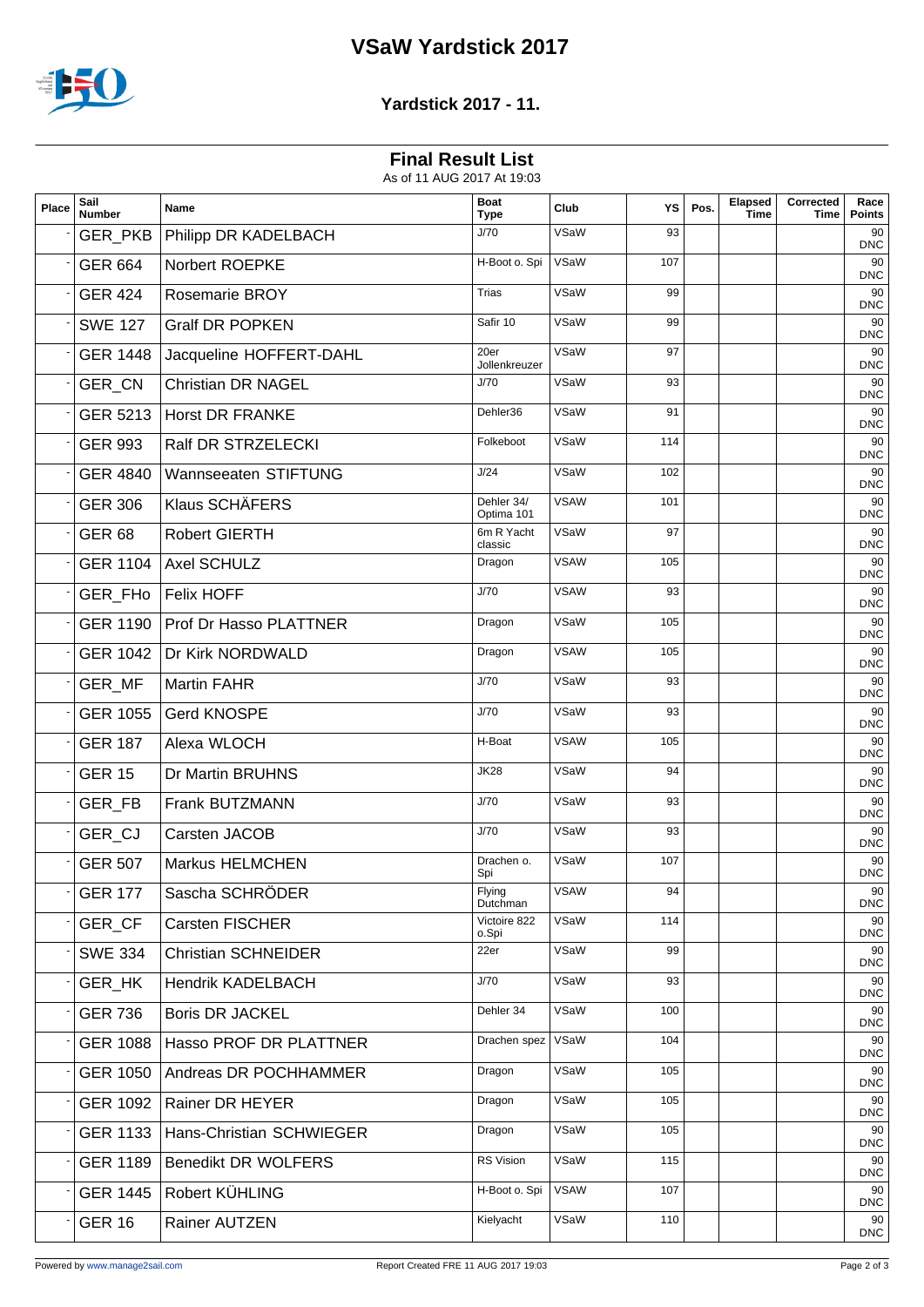# VSaW Yardstick 2017

## Yardstick 2017 - 11.

### Final Result List

As of 11 AUG 2017 At 19:03

| Place | Sail Number | Name | Boat Type | Club | YS | Pos. | Elapsed Time | Corrected Time | Race Points |
|---|---|---|---|---|---|---|---|---|---|
| - | GER_PKB | Philipp DR KADELBACH | J/70 | VSaW | 93 | | | | 90 DNC |
| - | GER 664 | Norbert ROEPKE | H-Boot o. Spi | VSaW | 107 | | | | 90 DNC |
| - | GER 424 | Rosemarie BROY | Trias | VSaW | 99 | | | | 90 DNC |
| - | SWE 127 | Gralf DR POPKEN | Safir 10 | VSaW | 99 | | | | 90 DNC |
| - | GER 1448 | Jacqueline HOFFERT-DAHL | 20er Jollenkreuzer | VSaW | 97 | | | | 90 DNC |
| - | GER_CN | Christian DR NAGEL | J/70 | VSaW | 93 | | | | 90 DNC |
| - | GER 5213 | Horst DR FRANKE | Dehler36 | VSaW | 91 | | | | 90 DNC |
| - | GER 993 | Ralf DR STRZELECKI | Folkeboot | VSaW | 114 | | | | 90 DNC |
| - | GER 4840 | Wannseeaten STIFTUNG | J/24 | VSaW | 102 | | | | 90 DNC |
| - | GER 306 | Klaus SCHÄFERS | Dehler 34/ Optima 101 | VSAW | 101 | | | | 90 DNC |
| - | GER 68 | Robert GIERTH | 6m R Yacht classic | VSaW | 97 | | | | 90 DNC |
| - | GER 1104 | Axel SCHULZ | Dragon | VSAW | 105 | | | | 90 DNC |
| - | GER_FHo | Felix HOFF | J/70 | VSAW | 93 | | | | 90 DNC |
| - | GER 1190 | Prof Dr Hasso PLATTNER | Dragon | VSaW | 105 | | | | 90 DNC |
| - | GER 1042 | Dr Kirk NORDWALD | Dragon | VSAW | 105 | | | | 90 DNC |
| - | GER_MF | Martin FAHR | J/70 | VSaW | 93 | | | | 90 DNC |
| - | GER 1055 | Gerd KNOSPE | J/70 | VSaW | 93 | | | | 90 DNC |
| - | GER 187 | Alexa WLOCH | H-Boat | VSAW | 105 | | | | 90 DNC |
| - | GER 15 | Dr Martin BRUHNS | JK28 | VSaW | 94 | | | | 90 DNC |
| - | GER_FB | Frank BUTZMANN | J/70 | VSaW | 93 | | | | 90 DNC |
| - | GER_CJ | Carsten JACOB | J/70 | VSaW | 93 | | | | 90 DNC |
| - | GER 507 | Markus HELMCHEN | Drachen o. Spi | VSaW | 107 | | | | 90 DNC |
| - | GER 177 | Sascha SCHRÖDER | Flying Dutchman | VSAW | 94 | | | | 90 DNC |
| - | GER_CF | Carsten FISCHER | Victoire 822 o.Spi | VSaW | 114 | | | | 90 DNC |
| - | SWE 334 | Christian SCHNEIDER | 22er | VSaW | 99 | | | | 90 DNC |
| - | GER_HK | Hendrik KADELBACH | J/70 | VSaW | 93 | | | | 90 DNC |
| - | GER 736 | Boris DR JACKEL | Dehler 34 | VSaW | 100 | | | | 90 DNC |
| - | GER 1088 | Hasso PROF DR PLATTNER | Drachen spez | VSaW | 104 | | | | 90 DNC |
| - | GER 1050 | Andreas DR POCHHAMMER | Dragon | VSaW | 105 | | | | 90 DNC |
| - | GER 1092 | Rainer DR HEYER | Dragon | VSaW | 105 | | | | 90 DNC |
| - | GER 1133 | Hans-Christian SCHWIEGER | Dragon | VSaW | 105 | | | | 90 DNC |
| - | GER 1189 | Benedikt DR WOLFERS | RS Vision | VSaW | 115 | | | | 90 DNC |
| - | GER 1445 | Robert KÜHLING | H-Boot o. Spi | VSAW | 107 | | | | 90 DNC |
| - | GER 16 | Rainer AUTZEN | Kielyacht | VSaW | 110 | | | | 90 DNC |

Powered by www.manage2sail.com — Report Created FRE 11 AUG 2017 19:03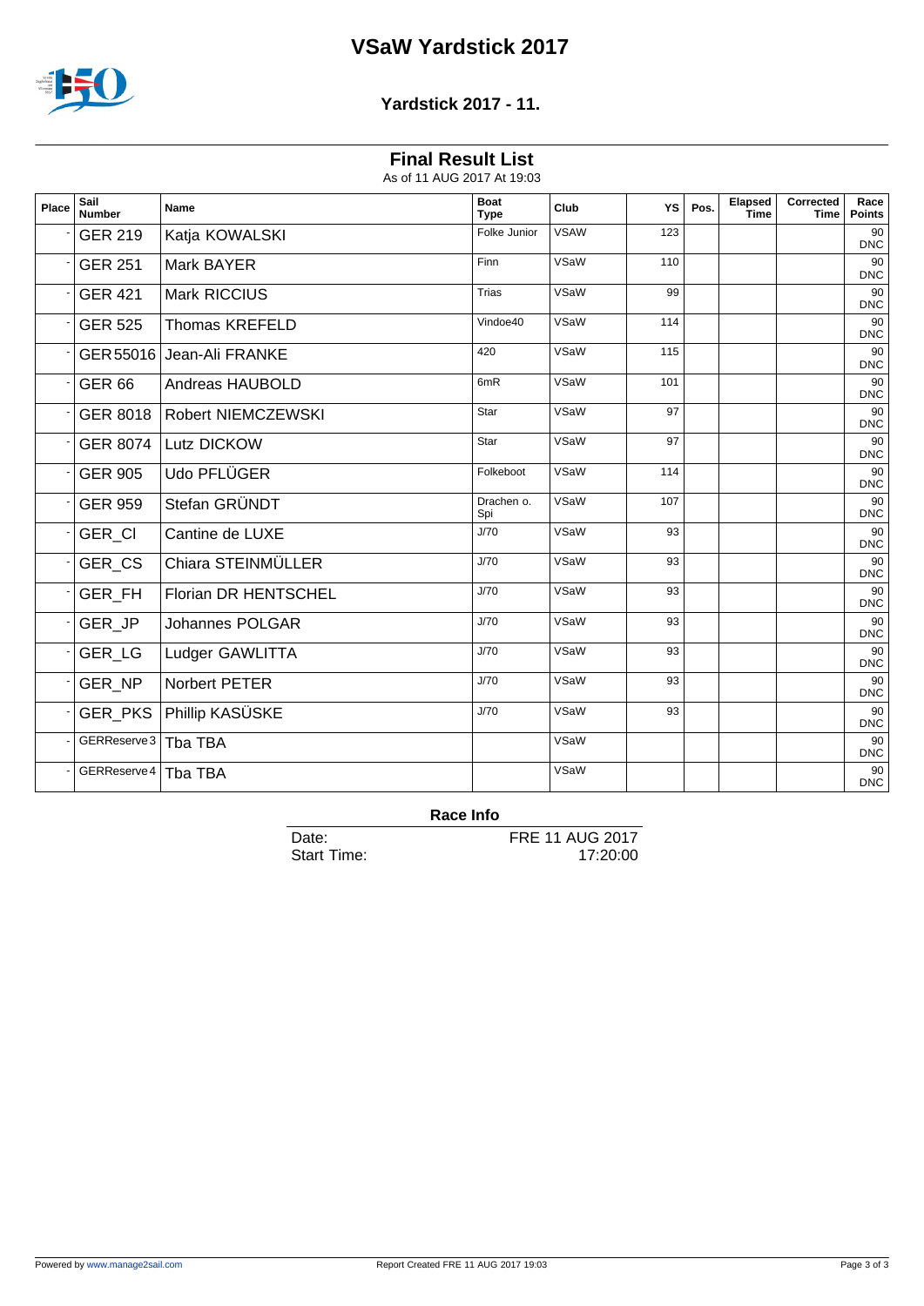# VSaW Yardstick 2017

## Yardstick 2017 - 11.

### Final Result List

As of 11 AUG 2017 At 19:03

| Place | Sail Number | Name | Boat Type | Club | YS | Pos. | Elapsed Time | Corrected Time | Race Points |
|---|---|---|---|---|---|---|---|---|---|
| - | GER 219 | Katja KOWALSKI | Folke Junior | VSAW | 123 | | | | 90 DNC |
| - | GER 251 | Mark BAYER | Finn | VSaW | 110 | | | | 90 DNC |
| - | GER 421 | Mark RICCIUS | Trias | VSaW | 99 | | | | 90 DNC |
| - | GER 525 | Thomas KREFELD | Vindoe40 | VSaW | 114 | | | | 90 DNC |
| - | GER 55016 | Jean-Ali FRANKE | 420 | VSaW | 115 | | | | 90 DNC |
| - | GER 66 | Andreas HAUBOLD | 6mR | VSaW | 101 | | | | 90 DNC |
| - | GER 8018 | Robert NIEMCZEWSKI | Star | VSaW | 97 | | | | 90 DNC |
| - | GER 8074 | Lutz DICKOW | Star | VSaW | 97 | | | | 90 DNC |
| - | GER 905 | Udo PFLÜGER | Folkeboot | VSaW | 114 | | | | 90 DNC |
| - | GER 959 | Stefan GRÜNDT | Drachen o. Spi | VSaW | 107 | | | | 90 DNC |
| - | GER_CI | Cantine de LUXE | J/70 | VSaW | 93 | | | | 90 DNC |
| - | GER_CS | Chiara STEINMÜLLER | J/70 | VSaW | 93 | | | | 90 DNC |
| - | GER_FH | Florian DR HENTSCHEL | J/70 | VSaW | 93 | | | | 90 DNC |
| - | GER_JP | Johannes POLGAR | J/70 | VSaW | 93 | | | | 90 DNC |
| - | GER_LG | Ludger GAWLITTA | J/70 | VSaW | 93 | | | | 90 DNC |
| - | GER_NP | Norbert PETER | J/70 | VSaW | 93 | | | | 90 DNC |
| - | GER_PKS | Phillip KASÜSKE | J/70 | VSaW | 93 | | | | 90 DNC |
| - | GERReserve3 | Tba TBA | | VSaW | | | | | 90 DNC |
| - | GERReserve4 | Tba TBA | | VSaW | | | | | 90 DNC |

**Race Info**

| | |
|---|---|
| Date: | FRE 11 AUG 2017 |
| Start Time: | 17:20:00 |

Powered by www.manage2sail.com

Report Created FRE 11 AUG 2017 19:03